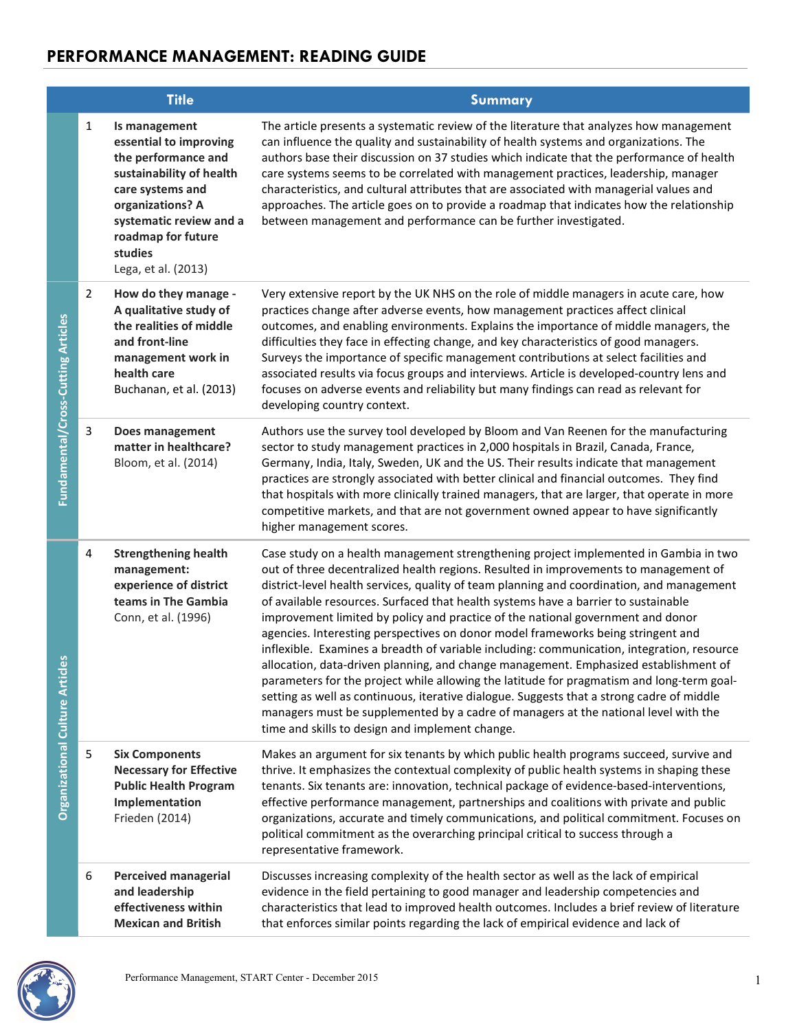# PERFORMANCE MANAGEMENT: READING GUIDE

| Category | # | Title | Summary |
|---|---|---|---|
| Fundamental/Cross-Cutting Articles | 1 | **Is management essential to improving the performance and sustainability of health care systems and organizations? A systematic review and a roadmap for future studies** Lega, et al. (2013) | The article presents a systematic review of the literature that analyzes how management can influence the quality and sustainability of health systems and organizations. The authors base their discussion on 37 studies which indicate that the performance of health care systems seems to be correlated with management practices, leadership, manager characteristics, and cultural attributes that are associated with managerial values and approaches. The article goes on to provide a roadmap that indicates how the relationship between management and performance can be further investigated. |
| | 2 | **How do they manage - A qualitative study of the realities of middle and front-line management work in health care** Buchanan, et al. (2013) | Very extensive report by the UK NHS on the role of middle managers in acute care, how practices change after adverse events, how management practices affect clinical outcomes, and enabling environments. Explains the importance of middle managers, the difficulties they face in effecting change, and key characteristics of good managers. Surveys the importance of specific management contributions at select facilities and associated results via focus groups and interviews. Article is developed-country lens and focuses on adverse events and reliability but many findings can read as relevant for developing country context. |
| | 3 | **Does management matter in healthcare?** Bloom, et al. (2014) | Authors use the survey tool developed by Bloom and Van Reenen for the manufacturing sector to study management practices in 2,000 hospitals in Brazil, Canada, France, Germany, India, Italy, Sweden, UK and the US. Their results indicate that management practices are strongly associated with better clinical and financial outcomes. They find that hospitals with more clinically trained managers, that are larger, that operate in more competitive markets, and that are not government owned appear to have significantly higher management scores. |
| Organizational Culture Articles | 4 | **Strengthening health management: experience of district teams in The Gambia** Conn, et al. (1996) | Case study on a health management strengthening project implemented in Gambia in two out of three decentralized health regions. Resulted in improvements to management of district-level health services, quality of team planning and coordination, and management of available resources. Surfaced that health systems have a barrier to sustainable improvement limited by policy and practice of the national government and donor agencies. Interesting perspectives on donor model frameworks being stringent and inflexible. Examines a breadth of variable including: communication, integration, resource allocation, data-driven planning, and change management. Emphasized establishment of parameters for the project while allowing the latitude for pragmatism and long-term goal-setting as well as continuous, iterative dialogue. Suggests that a strong cadre of middle managers must be supplemented by a cadre of managers at the national level with the time and skills to design and implement change. |
| | 5 | **Six Components Necessary for Effective Public Health Program Implementation** Frieden (2014) | Makes an argument for six tenants by which public health programs succeed, survive and thrive. It emphasizes the contextual complexity of public health systems in shaping these tenants. Six tenants are: innovation, technical package of evidence-based-interventions, effective performance management, partnerships and coalitions with private and public organizations, accurate and timely communications, and political commitment. Focuses on political commitment as the overarching principal critical to success through a representative framework. |
| | 6 | **Perceived managerial and leadership effectiveness within Mexican and British** | Discusses increasing complexity of the health sector as well as the lack of empirical evidence in the field pertaining to good manager and leadership competencies and characteristics that lead to improved health outcomes. Includes a brief review of literature that enforces similar points regarding the lack of empirical evidence and lack of |

Performance Management, START Center - December 2015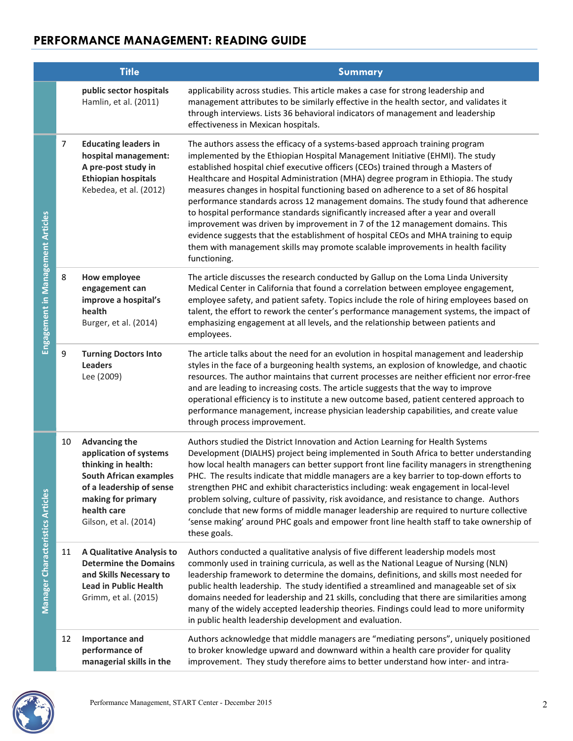## PERFORMANCE MANAGEMENT: READING GUIDE

| | | Title | Summary |
|---|---|---|---|
| | | **public sector hospitals** Hamlin, et al. (2011) | applicability across studies. This article makes a case for strong leadership and management attributes to be similarly effective in the health sector, and validates it through interviews. Lists 36 behavioral indicators of management and leadership effectiveness in Mexican hospitals. |
| Engagement in Management Articles | 7 | **Educating leaders in hospital management: A pre-post study in Ethiopian hospitals** Kebedea, et al. (2012) | The authors assess the efficacy of a systems-based approach training program implemented by the Ethiopian Hospital Management Initiative (EHMI). The study established hospital chief executive officers (CEOs) trained through a Masters of Healthcare and Hospital Administration (MHA) degree program in Ethiopia. The study measures changes in hospital functioning based on adherence to a set of 86 hospital performance standards across 12 management domains. The study found that adherence to hospital performance standards significantly increased after a year and overall improvement was driven by improvement in 7 of the 12 management domains. This evidence suggests that the establishment of hospital CEOs and MHA training to equip them with management skills may promote scalable improvements in health facility functioning. |
| | 8 | **How employee engagement can improve a hospital's health** Burger, et al. (2014) | The article discusses the research conducted by Gallup on the Loma Linda University Medical Center in California that found a correlation between employee engagement, employee safety, and patient safety. Topics include the role of hiring employees based on talent, the effort to rework the center's performance management systems, the impact of emphasizing engagement at all levels, and the relationship between patients and employees. |
| | 9 | **Turning Doctors Into Leaders** Lee (2009) | The article talks about the need for an evolution in hospital management and leadership styles in the face of a burgeoning health systems, an explosion of knowledge, and chaotic resources. The author maintains that current processes are neither efficient nor error-free and are leading to increasing costs. The article suggests that the way to improve operational efficiency is to institute a new outcome based, patient centered approach to performance management, increase physician leadership capabilities, and create value through process improvement. |
| Manager Characteristics Articles | 10 | **Advancing the application of systems thinking in health: South African examples of a leadership of sense making for primary health care** Gilson, et al. (2014) | Authors studied the District Innovation and Action Learning for Health Systems Development (DIALHS) project being implemented in South Africa to better understanding how local health managers can better support front line facility managers in strengthening PHC. The results indicate that middle managers are a key barrier to top-down efforts to strengthen PHC and exhibit characteristics including: weak engagement in local-level problem solving, culture of passivity, risk avoidance, and resistance to change. Authors conclude that new forms of middle manager leadership are required to nurture collective 'sense making' around PHC goals and empower front line health staff to take ownership of these goals. |
| | 11 | **A Qualitative Analysis to Determine the Domains and Skills Necessary to Lead in Public Health** Grimm, et al. (2015) | Authors conducted a qualitative analysis of five different leadership models most commonly used in training curricula, as well as the National League of Nursing (NLN) leadership framework to determine the domains, definitions, and skills most needed for public health leadership. The study identified a streamlined and manageable set of six domains needed for leadership and 21 skills, concluding that there are similarities among many of the widely accepted leadership theories. Findings could lead to more uniformity in public health leadership development and evaluation. |
| | 12 | **Importance and performance of managerial skills in the** | Authors acknowledge that middle managers are "mediating persons", uniquely positioned to broker knowledge upward and downward within a health care provider for quality improvement. They study therefore aims to better understand how inter- and intra- |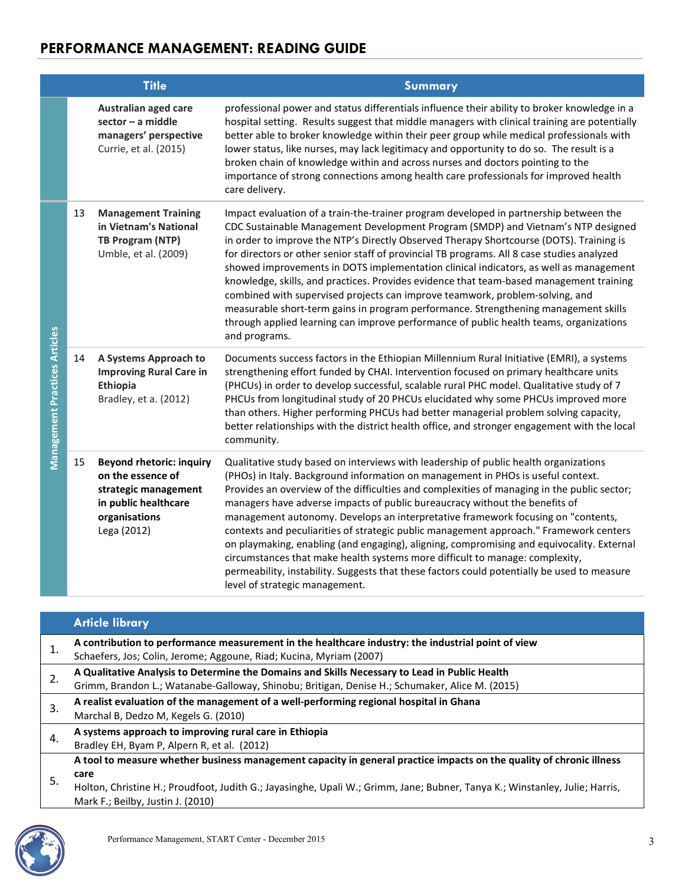## PERFORMANCE MANAGEMENT: READING GUIDE

| | # | Title | Summary |
|---|---|---|---|
| | | **Australian aged care sector – a middle managers' perspective** Currie, et al. (2015) | professional power and status differentials influence their ability to broker knowledge in a hospital setting. Results suggest that middle managers with clinical training are potentially better able to broker knowledge within their peer group while medical professionals with lower status, like nurses, may lack legitimacy and opportunity to do so. The result is a broken chain of knowledge within and across nurses and doctors pointing to the importance of strong connections among health care professionals for improved health care delivery. |
| Management Practices Articles | 13 | **Management Training in Vietnam's National TB Program (NTP)** Umble, et al. (2009) | Impact evaluation of a train-the-trainer program developed in partnership between the CDC Sustainable Management Development Program (SMDP) and Vietnam's NTP designed in order to improve the NTP's Directly Observed Therapy Shortcourse (DOTS). Training is for directors or other senior staff of provincial TB programs. All 8 case studies analyzed showed improvements in DOTS implementation clinical indicators, as well as management knowledge, skills, and practices. Provides evidence that team-based management training combined with supervised projects can improve teamwork, problem-solving, and measurable short-term gains in program performance. Strengthening management skills through applied learning can improve performance of public health teams, organizations and programs. |
| | 14 | **A Systems Approach to Improving Rural Care in Ethiopia** Bradley, et a. (2012) | Documents success factors in the Ethiopian Millennium Rural Initiative (EMRI), a systems strengthening effort funded by CHAI. Intervention focused on primary healthcare units (PHCUs) in order to develop successful, scalable rural PHC model. Qualitative study of 7 PHCUs from longitudinal study of 20 PHCUs elucidated why some PHCUs improved more than others. Higher performing PHCUs had better managerial problem solving capacity, better relationships with the district health office, and stronger engagement with the local community. |
| | 15 | **Beyond rhetoric: inquiry on the essence of strategic management in public healthcare organisations** Lega (2012) | Qualitative study based on interviews with leadership of public health organizations (PHOs) in Italy. Background information on management in PHOs is useful context. Provides an overview of the difficulties and complexities of managing in the public sector; managers have adverse impacts of public bureaucracy without the benefits of management autonomy. Develops an interpretative framework focusing on "contents, contexts and peculiarities of strategic public management approach." Framework centers on playmaking, enabling (and engaging), aligning, compromising and equivocality. External circumstances that make health systems more difficult to manage: complexity, permeability, instability. Suggests that these factors could potentially be used to measure level of strategic management. |

| | Article library |
|---|---|
| 1. | **A contribution to performance measurement in the healthcare industry: the industrial point of view** Schaefers, Jos; Colin, Jerome; Aggoune, Riad; Kucina, Myriam (2007) |
| 2. | **A Qualitative Analysis to Determine the Domains and Skills Necessary to Lead in Public Health** Grimm, Brandon L.; Watanabe-Galloway, Shinobu; Britigan, Denise H.; Schumaker, Alice M. (2015) |
| 3. | **A realist evaluation of the management of a well-performing regional hospital in Ghana** Marchal B, Dedzo M, Kegels G. (2010) |
| 4. | **A systems approach to improving rural care in Ethiopia** Bradley EH, Byam P, Alpern R, et al. (2012) |
| 5. | **A tool to measure whether business management capacity in general practice impacts on the quality of chronic illness care** Holton, Christine H.; Proudfoot, Judith G.; Jayasinghe, Upali W.; Grimm, Jane; Bubner, Tanya K.; Winstanley, Julie; Harris, Mark F.; Beilby, Justin J. (2010) |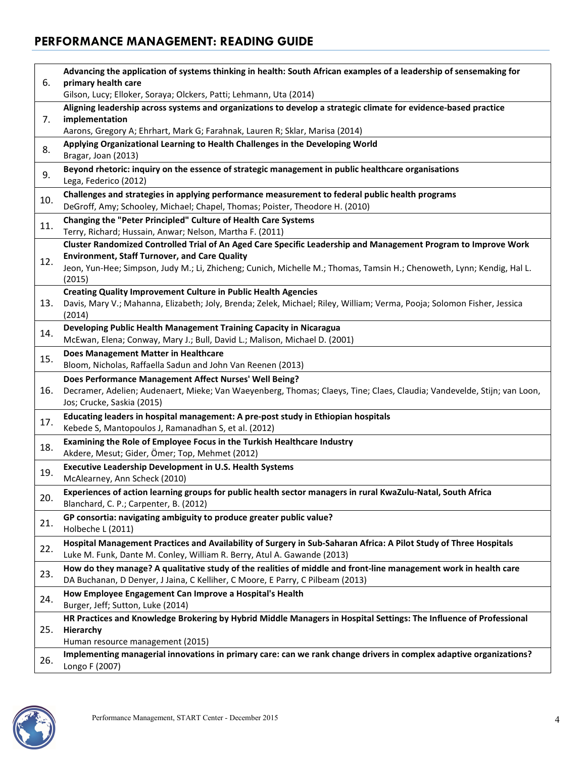## PERFORMANCE MANAGEMENT: READING GUIDE

| | |
|---|---|
| 6. | **Advancing the application of systems thinking in health: South African examples of a leadership of sensemaking for primary health care**<br>Gilson, Lucy; Elloker, Soraya; Olckers, Patti; Lehmann, Uta (2014) |
| 7. | **Aligning leadership across systems and organizations to develop a strategic climate for evidence-based practice implementation**<br>Aarons, Gregory A; Ehrhart, Mark G; Farahnak, Lauren R; Sklar, Marisa (2014) |
| 8. | **Applying Organizational Learning to Health Challenges in the Developing World**<br>Bragar, Joan (2013) |
| 9. | **Beyond rhetoric: inquiry on the essence of strategic management in public healthcare organisations**<br>Lega, Federico (2012) |
| 10. | **Challenges and strategies in applying performance measurement to federal public health programs**<br>DeGroff, Amy; Schooley, Michael; Chapel, Thomas; Poister, Theodore H. (2010) |
| 11. | **Changing the "Peter Principled" Culture of Health Care Systems**<br>Terry, Richard; Hussain, Anwar; Nelson, Martha F. (2011) |
| 12. | **Cluster Randomized Controlled Trial of An Aged Care Specific Leadership and Management Program to Improve Work Environment, Staff Turnover, and Care Quality**<br>Jeon, Yun-Hee; Simpson, Judy M.; Li, Zhicheng; Cunich, Michelle M.; Thomas, Tamsin H.; Chenoweth, Lynn; Kendig, Hal L. (2015) |
| 13. | **Creating Quality Improvement Culture in Public Health Agencies**<br>Davis, Mary V.; Mahanna, Elizabeth; Joly, Brenda; Zelek, Michael; Riley, William; Verma, Pooja; Solomon Fisher, Jessica (2014) |
| 14. | **Developing Public Health Management Training Capacity in Nicaragua**<br>McEwan, Elena; Conway, Mary J.; Bull, David L.; Malison, Michael D. (2001) |
| 15. | **Does Management Matter in Healthcare**<br>Bloom, Nicholas, Raffaella Sadun and John Van Reenen (2013) |
| 16. | **Does Performance Management Affect Nurses' Well Being?**<br>Decramer, Adelien; Audenaert, Mieke; Van Waeyenberg, Thomas; Claeys, Tine; Claes, Claudia; Vandevelde, Stijn; van Loon, Jos; Crucke, Saskia (2015) |
| 17. | **Educating leaders in hospital management: A pre-post study in Ethiopian hospitals**<br>Kebede S, Mantopoulos J, Ramanadhan S, et al. (2012) |
| 18. | **Examining the Role of Employee Focus in the Turkish Healthcare Industry**<br>Akdere, Mesut; Gider, Ömer; Top, Mehmet (2012) |
| 19. | **Executive Leadership Development in U.S. Health Systems**<br>McAlearney, Ann Scheck (2010) |
| 20. | **Experiences of action learning groups for public health sector managers in rural KwaZulu-Natal, South Africa**<br>Blanchard, C. P.; Carpenter, B. (2012) |
| 21. | **GP consortia: navigating ambiguity to produce greater public value?**<br>Holbeche L (2011) |
| 22. | **Hospital Management Practices and Availability of Surgery in Sub-Saharan Africa: A Pilot Study of Three Hospitals**<br>Luke M. Funk, Dante M. Conley, William R. Berry, Atul A. Gawande (2013) |
| 23. | **How do they manage? A qualitative study of the realities of middle and front-line management work in health care**<br>DA Buchanan, D Denyer, J Jaina, C Kelliher, C Moore, E Parry, C Pilbeam (2013) |
| 24. | **How Employee Engagement Can Improve a Hospital's Health**<br>Burger, Jeff; Sutton, Luke (2014) |
| 25. | **HR Practices and Knowledge Brokering by Hybrid Middle Managers in Hospital Settings: The Influence of Professional Hierarchy**<br>Human resource management (2015) |
| 26. | **Implementing managerial innovations in primary care: can we rank change drivers in complex adaptive organizations?**<br>Longo F (2007) |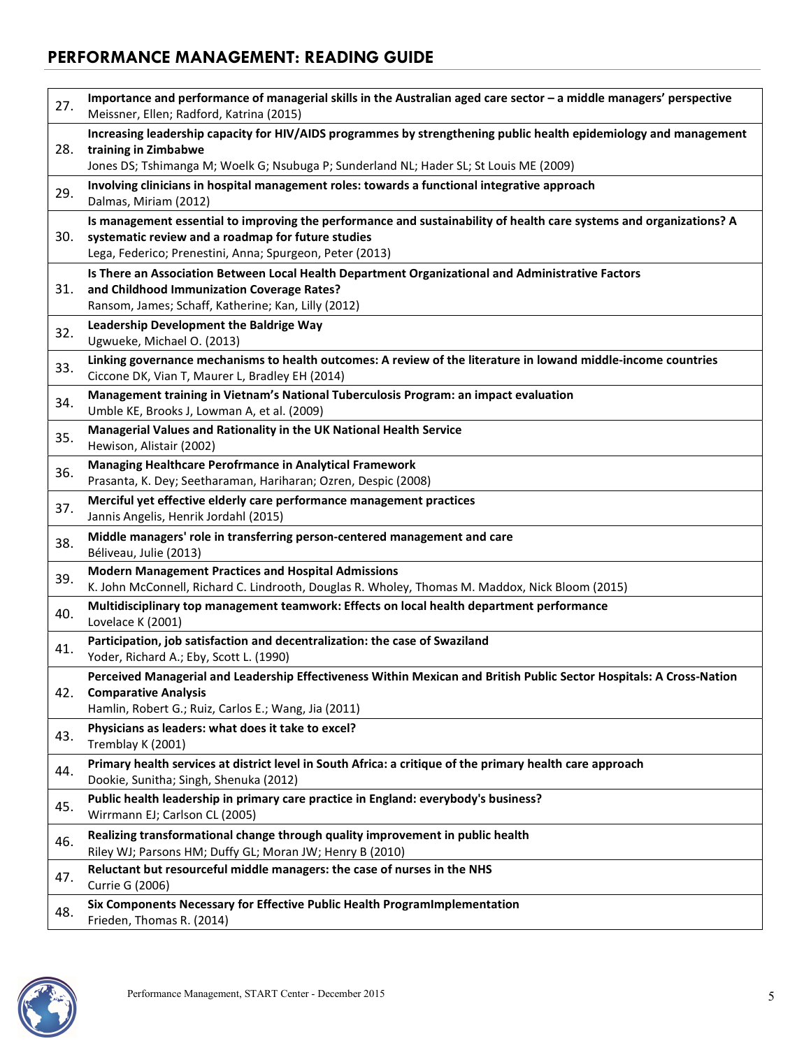## PERFORMANCE MANAGEMENT: READING GUIDE

| | |
|---|---|
| 27. | **Importance and performance of managerial skills in the Australian aged care sector – a middle managers' perspective**<br>Meissner, Ellen; Radford, Katrina (2015) |
| 28. | **Increasing leadership capacity for HIV/AIDS programmes by strengthening public health epidemiology and management training in Zimbabwe**<br>Jones DS; Tshimanga M; Woelk G; Nsubuga P; Sunderland NL; Hader SL; St Louis ME (2009) |
| 29. | **Involving clinicians in hospital management roles: towards a functional integrative approach**<br>Dalmas, Miriam (2012) |
| 30. | **Is management essential to improving the performance and sustainability of health care systems and organizations? A systematic review and a roadmap for future studies**<br>Lega, Federico; Prenestini, Anna; Spurgeon, Peter (2013) |
| 31. | **Is There an Association Between Local Health Department Organizational and Administrative Factors and Childhood Immunization Coverage Rates?**<br>Ransom, James; Schaff, Katherine; Kan, Lilly (2012) |
| 32. | **Leadership Development the Baldrige Way**<br>Ugwueke, Michael O. (2013) |
| 33. | **Linking governance mechanisms to health outcomes: A review of the literature in lowand middle-income countries**<br>Ciccone DK, Vian T, Maurer L, Bradley EH (2014) |
| 34. | **Management training in Vietnam's National Tuberculosis Program: an impact evaluation**<br>Umble KE, Brooks J, Lowman A, et al. (2009) |
| 35. | **Managerial Values and Rationality in the UK National Health Service**<br>Hewison, Alistair (2002) |
| 36. | **Managing Healthcare Perofrmance in Analytical Framework**<br>Prasanta, K. Dey; Seetharaman, Hariharan; Ozren, Despic (2008) |
| 37. | **Merciful yet effective elderly care performance management practices**<br>Jannis Angelis, Henrik Jordahl (2015) |
| 38. | **Middle managers' role in transferring person-centered management and care**<br>Béliveau, Julie (2013) |
| 39. | **Modern Management Practices and Hospital Admissions**<br>K. John McConnell, Richard C. Lindrooth, Douglas R. Wholey, Thomas M. Maddox, Nick Bloom (2015) |
| 40. | **Multidisciplinary top management teamwork: Effects on local health department performance**<br>Lovelace K (2001) |
| 41. | **Participation, job satisfaction and decentralization: the case of Swaziland**<br>Yoder, Richard A.; Eby, Scott L. (1990) |
| 42. | **Perceived Managerial and Leadership Effectiveness Within Mexican and British Public Sector Hospitals: A Cross-Nation Comparative Analysis**<br>Hamlin, Robert G.; Ruiz, Carlos E.; Wang, Jia (2011) |
| 43. | **Physicians as leaders: what does it take to excel?**<br>Tremblay K (2001) |
| 44. | **Primary health services at district level in South Africa: a critique of the primary health care approach**<br>Dookie, Sunitha; Singh, Shenuka (2012) |
| 45. | **Public health leadership in primary care practice in England: everybody's business?**<br>Wirrmann EJ; Carlson CL (2005) |
| 46. | **Realizing transformational change through quality improvement in public health**<br>Riley WJ; Parsons HM; Duffy GL; Moran JW; Henry B (2010) |
| 47. | **Reluctant but resourceful middle managers: the case of nurses in the NHS**<br>Currie G (2006) |
| 48. | **Six Components Necessary for Effective Public Health ProgramImplementation**<br>Frieden, Thomas R. (2014) |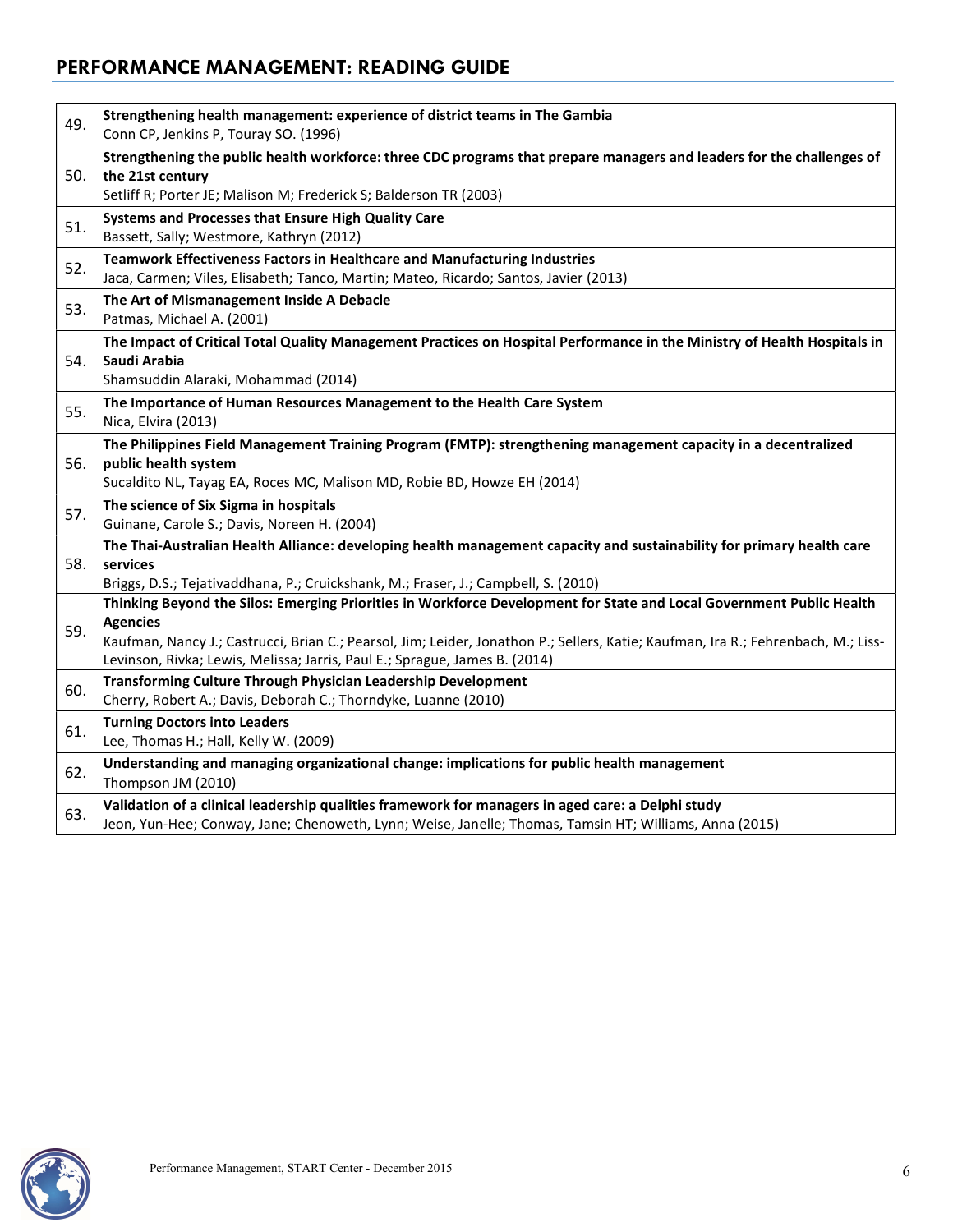| | |
|---|---|
| 49. | **Strengthening health management: experience of district teams in The Gambia**<br>Conn CP, Jenkins P, Touray SO. (1996) |
| 50. | **Strengthening the public health workforce: three CDC programs that prepare managers and leaders for the challenges of the 21st century**<br>Setliff R; Porter JE; Malison M; Frederick S; Balderson TR (2003) |
| 51. | **Systems and Processes that Ensure High Quality Care**<br>Bassett, Sally; Westmore, Kathryn (2012) |
| 52. | **Teamwork Effectiveness Factors in Healthcare and Manufacturing Industries**<br>Jaca, Carmen; Viles, Elisabeth; Tanco, Martin; Mateo, Ricardo; Santos, Javier (2013) |
| 53. | **The Art of Mismanagement Inside A Debacle**<br>Patmas, Michael A. (2001) |
| 54. | **The Impact of Critical Total Quality Management Practices on Hospital Performance in the Ministry of Health Hospitals in Saudi Arabia**<br>Shamsuddin Alaraki, Mohammad (2014) |
| 55. | **The Importance of Human Resources Management to the Health Care System**<br>Nica, Elvira (2013) |
| 56. | **The Philippines Field Management Training Program (FMTP): strengthening management capacity in a decentralized public health system**<br>Sucaldito NL, Tayag EA, Roces MC, Malison MD, Robie BD, Howze EH (2014) |
| 57. | **The science of Six Sigma in hospitals**<br>Guinane, Carole S.; Davis, Noreen H. (2004) |
| 58. | **The Thai-Australian Health Alliance: developing health management capacity and sustainability for primary health care services**<br>Briggs, D.S.; Tejativaddhana, P.; Cruickshank, M.; Fraser, J.; Campbell, S. (2010) |
| 59. | **Thinking Beyond the Silos: Emerging Priorities in Workforce Development for State and Local Government Public Health Agencies**<br>Kaufman, Nancy J.; Castrucci, Brian C.; Pearsol, Jim; Leider, Jonathon P.; Sellers, Katie; Kaufman, Ira R.; Fehrenbach, M.; Liss-Levinson, Rivka; Lewis, Melissa; Jarris, Paul E.; Sprague, James B. (2014) |
| 60. | **Transforming Culture Through Physician Leadership Development**<br>Cherry, Robert A.; Davis, Deborah C.; Thorndyke, Luanne (2010) |
| 61. | **Turning Doctors into Leaders**<br>Lee, Thomas H.; Hall, Kelly W. (2009) |
| 62. | **Understanding and managing organizational change: implications for public health management**<br>Thompson JM (2010) |
| 63. | **Validation of a clinical leadership qualities framework for managers in aged care: a Delphi study**<br>Jeon, Yun-Hee; Conway, Jane; Chenoweth, Lynn; Weise, Janelle; Thomas, Tamsin HT; Williams, Anna (2015) |